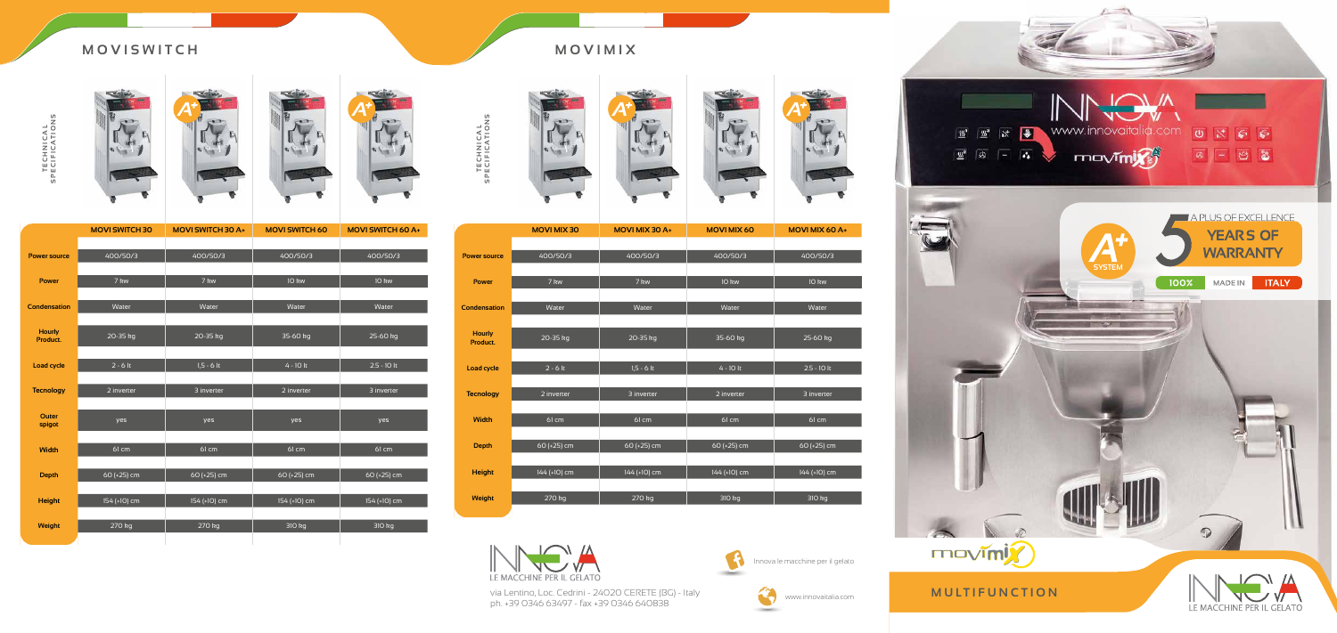## MOVISWITCH

TECHNICAL SPECIFICATIONS

| | MOVI SWITCH 30 | MOVI SWITCH 30 A+ | MOVI SWITCH 60 | MOVI SWITCH 60 A+ |
|---|---|---|---|---|
| **Power source** | 400/50/3 | 400/50/3 | 400/50/3 | 400/50/3 |
| **Power** | 7 kw | 7 kw | 10 kw | 10 kw |
| **Condensation** | Water | Water | Water | Water |
| **Hourly Product.** | 20-35 kg | 20-35 kg | 35-60 kg | 25-60 kg |
| **Load cycle** | 2 - 6 lt | 1,5 - 6 lt | 4 - 10 lt | 2.5 - 10 lt |
| **Tecnology** | 2 inverter | 3 inverter | 2 inverter | 3 inverter |
| **Outer spigot** | yes | yes | yes | yes |
| **Width** | 61 cm | 61 cm | 61 cm | 61 cm |
| **Depth** | 60 (+25) cm | 60 (+25) cm | 60 (+25) cm | 60 (+25) cm |
| **Height** | 154 (+10) cm | 154 (+10) cm | 154 (+10) cm | 154 (+10) cm |
| **Weight** | 270 kg | 270 kg | 310 kg | 310 kg |

## MOVIMIX

TECHNICAL SPECIFICATIONS

| | MOVI MIX 30 | MOVI MIX 30 A+ | MOVI MIX 60 | MOVI MIX 60 A+ |
|---|---|---|---|---|
| **Power source** | 400/50/3 | 400/50/3 | 400/50/3 | 400/50/3 |
| **Power** | 7 kw | 7 kw | 10 kw | 10 kw |
| **Condensation** | Water | Water | Water | Water |
| **Hourly Product.** | 20-35 kg | 20-35 kg | 35-60 kg | 25-60 kg |
| **Load cycle** | 2 - 6 lt | 1,5 - 6 lt | 4 - 10 lt | 2.5 - 10 lt |
| **Tecnology** | 2 inverter | 3 inverter | 2 inverter | 3 inverter |
| **Width** | 61 cm | 61 cm | 61 cm | 61 cm |
| **Depth** | 60 (+25) cm | 60 (+25) cm | 60 (+25) cm | 60 (+25) cm |
| **Height** | 144 (+10) cm | 144 (+10) cm | 144 (+10) cm | 144 (+10) cm |
| **Weight** | 270 kg | 270 kg | 310 kg | 310 kg |

INNOVA LE MACCHINE PER IL GELATO

via Lentino, Loc. Cedrini - 24020 CERETE (BG) - Italy
ph. +39 0346 63497 - fax +39 0346 640838

Innova le macchine per il gelato

www.innovaitalia.com

A+ SYSTEM

A PLUS OF EXCELLENCE
5 YEARS OF WARRANTY

100% MADE IN ITALY

movimix

MULTIFUNCTION

INNOVA LE MACCHINE PER IL GELATO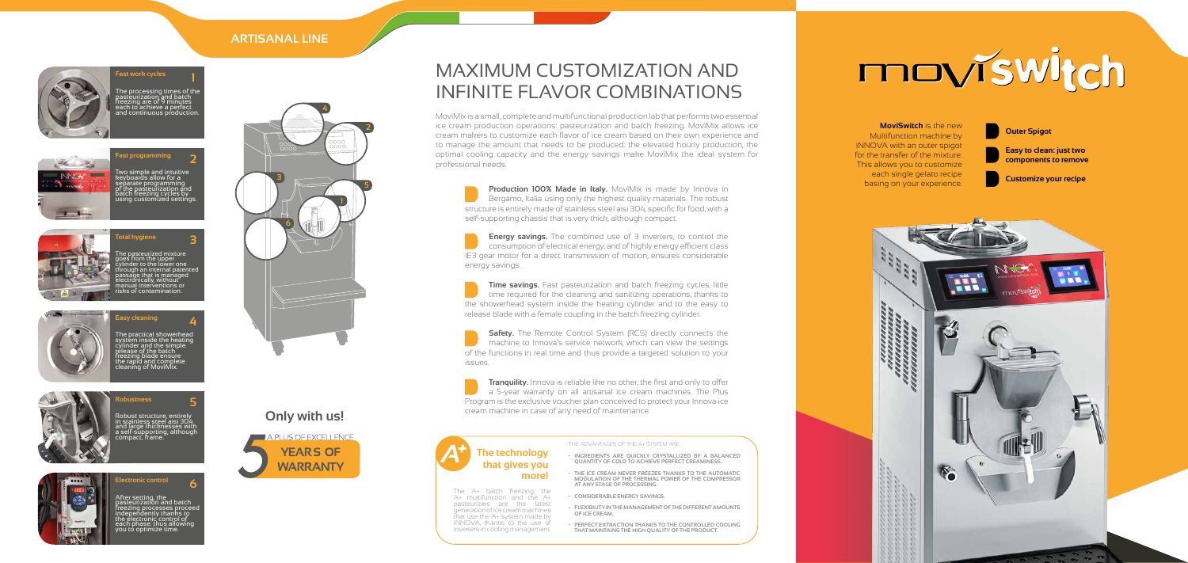ARTISANAL LINE

**Fast work cycles** 1

The processing times of the pasteurization and batch freezing are of 9 minutes each to achieve a perfect and continuous production.

**Fast programming** 2

Two simple and intuitive keyboards allow for a separate programming of the pasteurization and batch freezing cycles by using customized settings.

**Total hygiene** 3

The pasteurized mixture goes from the upper cylinder to the lower one through an internal patented passage that is managed electronically, without manual interventions or risks of contamination.

**Easy cleaning** 4

The practical showerhead system inside the heating cylinder and the simple release of the batch freezing blade ensure the rapid and complete cleaning of MoviMix.

**Robustness** 5

Robust structure, entirely in stainless steel aisi 304 and large thicknesses with a self-supporting, although compact, frame.

**Electronic control** 6

After setting, the pasteurization and batch freezing processes proceed independently thanks to the electronic control of each phase: thus allowing you to optimize time.

**Only with us!**

5 A PLUS OF EXCELLENCE **YEARS OF WARRANTY**

# MAXIMUM CUSTOMIZATION AND INFINITE FLAVOR COMBINATIONS

MoviMix is a small, complete and multifunctional production lab that performs two essential ice cream production operations: pasteurization and batch freezing. MoviMix allows ice cream makers to customize each flavor of ice cream based on their own experience and to manage the amount that needs to be produced: the elevated hourly production, the optimal cooling capacity and the energy savings make MoviMix the ideal system for professional needs.

**Production 100% Made in Italy.** MoviMix is made by Innova in Bergamo, Italia using only the highest quality materials. The robust structure is entirely made of stainless steel aisi 304, specific for food, with a self-supporting chassis that is very thick, although compact.

**Energy savings.** The combined use of 3 inverters, to control the consumption of electrical energy, and of highly energy efficient class IE3 gear motor for a direct transmission of motion, ensures considerable energy savings.

**Time savings.** Fast pasteurization and batch freezing cycles, little time required for the cleaning and sanitizing operations, thanks to the showerhead system inside the heating cylinder and to the easy to release blade with a female coupling in the batch freezing cylinder.

**Safety.** The Remote Control System (RCS) directly connects the machine to Innova's service network, which can view the settings of the functions in real time and thus provide a targeted solution to your issues.

**Tranquility.** Innova is reliable like no other, the first and only to offer a 5-year warranty on all artisanal ice cream machines. The Plus Program is the exclusive voucher plan conceived to protect your Innova ice cream machine in case of any need of maintenance.

**A+ The technology that gives you more!**

The A+ batch freezing, the A+ multifunction and the A+ pasteurizers are the latest generation of ice cream machines that use the A+ system made by INNOVA, thanks to the use of inverters in cooling management.

THE ADVANTAGES OF THE A+ SYSTEM ARE:

- INGREDIENTS ARE QUICKLY CRYSTALLIZED BY A BALANCED QUANTITY OF COLD TO ACHIEVE PERFECT CREAMINESS.
- THE ICE CREAM NEVER FREEZES THANKS TO THE AUTOMATIC MODULATION OF THE THERMAL POWER OF THE COMPRESSOR AT ANY STAGE OF PROCESSING.
- CONSIDERABLE ENERGY SAVINGS.
- FLEXIBILITY IN THE MANAGEMENT OF THE DIFFERENT AMOUNTS OF ICE CREAM.
- PERFECT EXTRACTION THANKS TO THE CONTROLLED COOLING THAT MAINTAINS THE HIGH QUALITY OF THE PRODUCT.

# moviswitch

**MoviSwitch** is the new Multifunction machine by INNOVA with an outer spigot for the transfer of the mixture. This allows you to customize each single gelato recipe basing on your experience.

- **Outer Spigot**
- **Easy to clean: just two components to remove**
- **Customize your recipe**